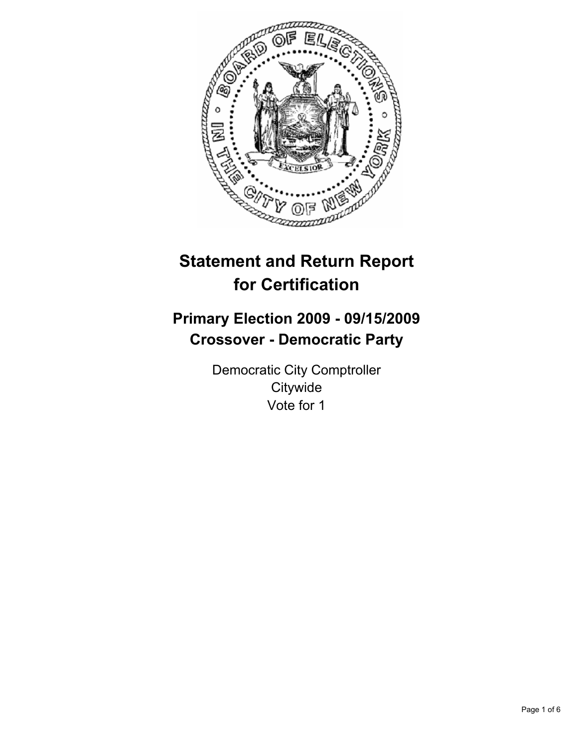# Statement and Return Report for Certification

## Primary Election 2009 - 09/15/2009
## Crossover - Democratic Party

Democratic City Comptroller
Citywide
Vote for 1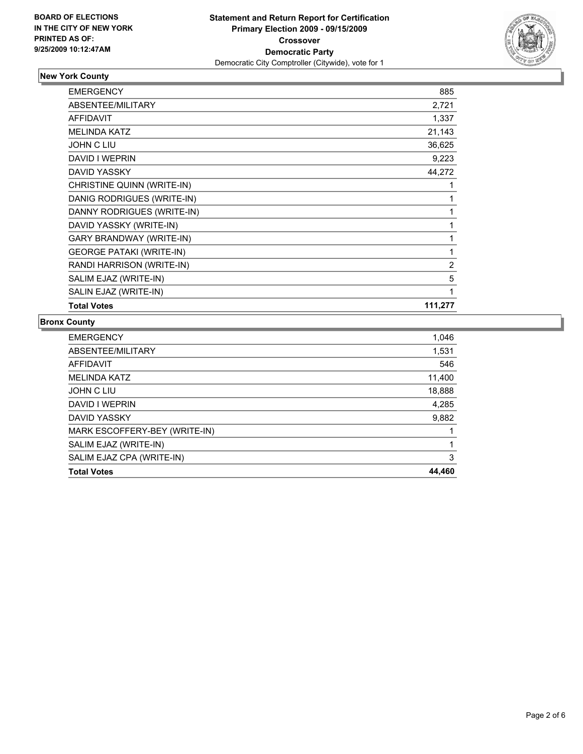**BOARD OF ELECTIONS IN THE CITY OF NEW YORK PRINTED AS OF: 9/25/2009 10:12:47AM**

# Statement and Return Report for Certification
## Primary Election 2009 - 09/15/2009
## Crossover
## Democratic Party
Democratic City Comptroller (Citywide), vote for 1

### New York County

| | |
|---|---|
| EMERGENCY | 885 |
| ABSENTEE/MILITARY | 2,721 |
| AFFIDAVIT | 1,337 |
| MELINDA KATZ | 21,143 |
| JOHN C LIU | 36,625 |
| DAVID I WEPRIN | 9,223 |
| DAVID YASSKY | 44,272 |
| CHRISTINE QUINN (WRITE-IN) | 1 |
| DANIG RODRIGUES (WRITE-IN) | 1 |
| DANNY RODRIGUES (WRITE-IN) | 1 |
| DAVID YASSKY (WRITE-IN) | 1 |
| GARY BRANDWAY (WRITE-IN) | 1 |
| GEORGE PATAKI (WRITE-IN) | 1 |
| RANDI HARRISON (WRITE-IN) | 2 |
| SALIM EJAZ (WRITE-IN) | 5 |
| SALIN EJAZ (WRITE-IN) | 1 |
| **Total Votes** | **111,277** |

### Bronx County

| | |
|---|---|
| EMERGENCY | 1,046 |
| ABSENTEE/MILITARY | 1,531 |
| AFFIDAVIT | 546 |
| MELINDA KATZ | 11,400 |
| JOHN C LIU | 18,888 |
| DAVID I WEPRIN | 4,285 |
| DAVID YASSKY | 9,882 |
| MARK ESCOFFERY-BEY (WRITE-IN) | 1 |
| SALIM EJAZ (WRITE-IN) | 1 |
| SALIM EJAZ CPA (WRITE-IN) | 3 |
| **Total Votes** | **44,460** |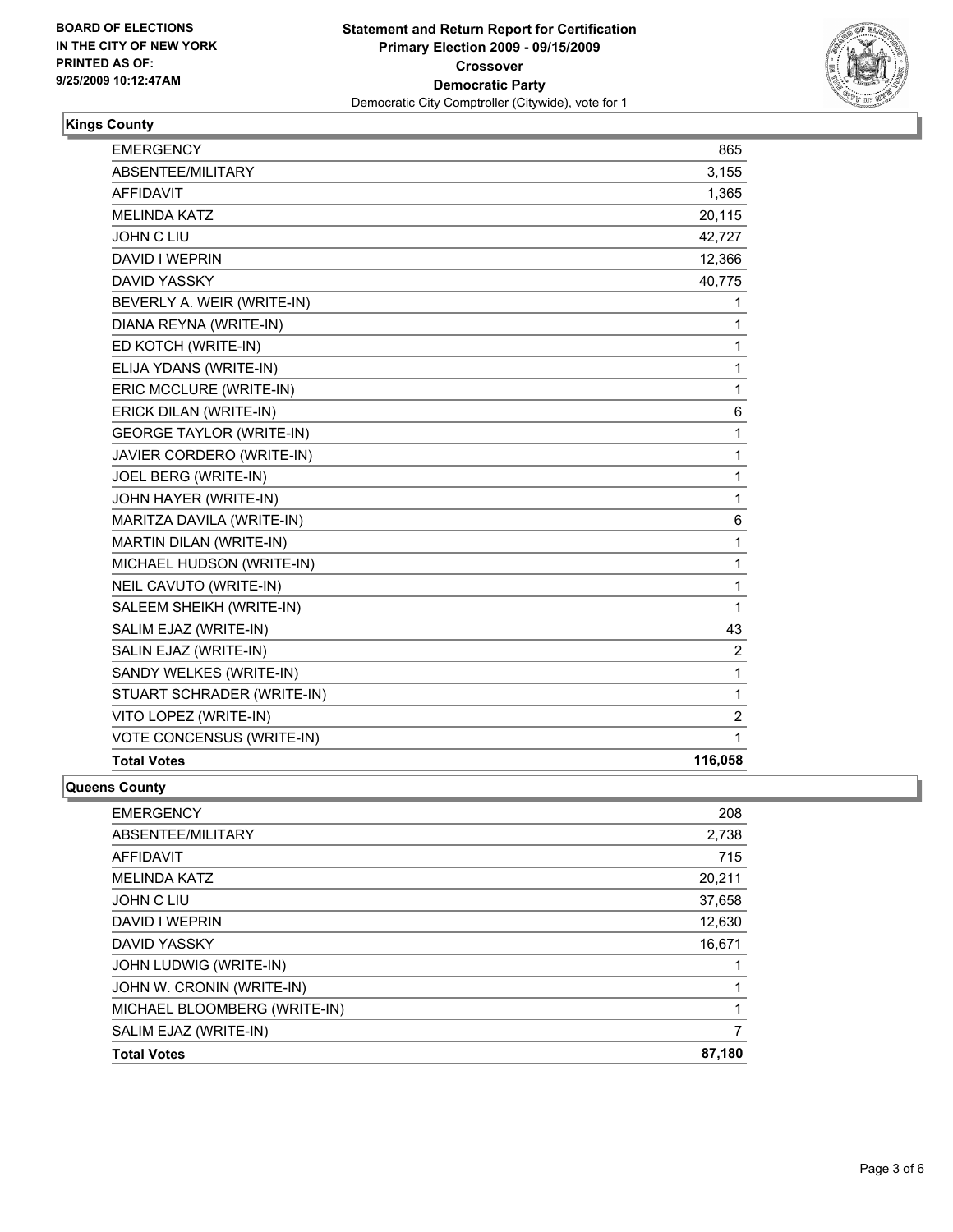BOARD OF ELECTIONS
IN THE CITY OF NEW YORK
PRINTED AS OF:
9/25/2009 10:12:47AM

**Statement and Return Report for Certification**
**Primary Election 2009 - 09/15/2009**
**Crossover**
**Democratic Party**
Democratic City Comptroller (Citywide), vote for 1

## Kings County

| | |
|---|---|
| EMERGENCY | 865 |
| ABSENTEE/MILITARY | 3,155 |
| AFFIDAVIT | 1,365 |
| MELINDA KATZ | 20,115 |
| JOHN C LIU | 42,727 |
| DAVID I WEPRIN | 12,366 |
| DAVID YASSKY | 40,775 |
| BEVERLY A. WEIR (WRITE-IN) | 1 |
| DIANA REYNA (WRITE-IN) | 1 |
| ED KOTCH (WRITE-IN) | 1 |
| ELIJA YDANS (WRITE-IN) | 1 |
| ERIC MCCLURE (WRITE-IN) | 1 |
| ERICK DILAN (WRITE-IN) | 6 |
| GEORGE TAYLOR (WRITE-IN) | 1 |
| JAVIER CORDERO (WRITE-IN) | 1 |
| JOEL BERG (WRITE-IN) | 1 |
| JOHN HAYER (WRITE-IN) | 1 |
| MARITZA DAVILA (WRITE-IN) | 6 |
| MARTIN DILAN (WRITE-IN) | 1 |
| MICHAEL HUDSON (WRITE-IN) | 1 |
| NEIL CAVUTO (WRITE-IN) | 1 |
| SALEEM SHEIKH (WRITE-IN) | 1 |
| SALIM EJAZ (WRITE-IN) | 43 |
| SALIN EJAZ (WRITE-IN) | 2 |
| SANDY WELKES (WRITE-IN) | 1 |
| STUART SCHRADER (WRITE-IN) | 1 |
| VITO LOPEZ (WRITE-IN) | 2 |
| VOTE CONCENSUS (WRITE-IN) | 1 |
| **Total Votes** | **116,058** |

## Queens County

| | |
|---|---|
| EMERGENCY | 208 |
| ABSENTEE/MILITARY | 2,738 |
| AFFIDAVIT | 715 |
| MELINDA KATZ | 20,211 |
| JOHN C LIU | 37,658 |
| DAVID I WEPRIN | 12,630 |
| DAVID YASSKY | 16,671 |
| JOHN LUDWIG (WRITE-IN) | 1 |
| JOHN W. CRONIN (WRITE-IN) | 1 |
| MICHAEL BLOOMBERG (WRITE-IN) | 1 |
| SALIM EJAZ (WRITE-IN) | 7 |
| **Total Votes** | **87,180** |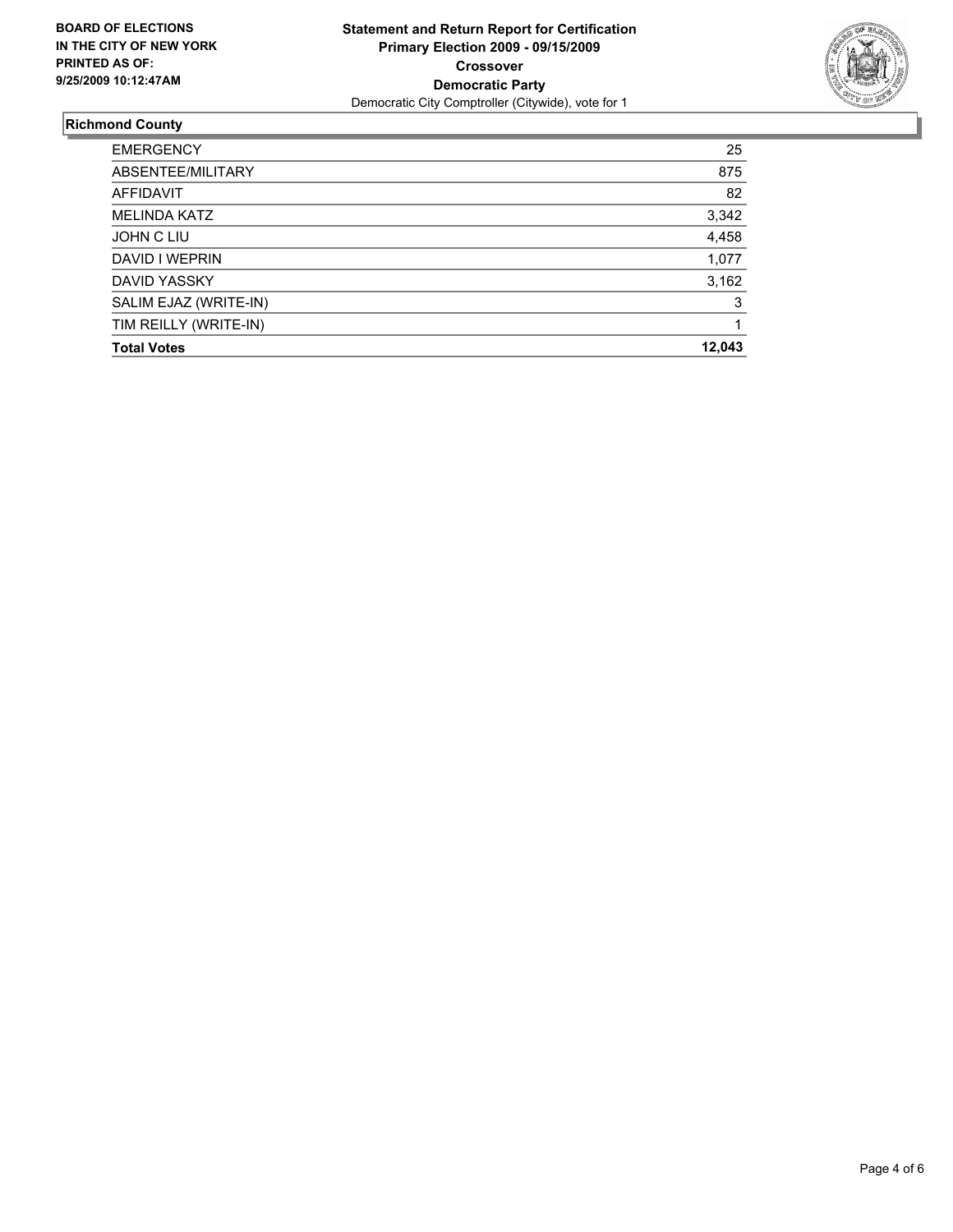**BOARD OF ELECTIONS**
**IN THE CITY OF NEW YORK**
**PRINTED AS OF:**
**9/25/2009 10:12:47AM**

**Statement and Return Report for Certification**
**Primary Election 2009 - 09/15/2009**
**Crossover**
**Democratic Party**
Democratic City Comptroller (Citywide), vote for 1

## Richmond County

| | |
|---|---|
| EMERGENCY | 25 |
| ABSENTEE/MILITARY | 875 |
| AFFIDAVIT | 82 |
| MELINDA KATZ | 3,342 |
| JOHN C LIU | 4,458 |
| DAVID I WEPRIN | 1,077 |
| DAVID YASSKY | 3,162 |
| SALIM EJAZ (WRITE-IN) | 3 |
| TIM REILLY (WRITE-IN) | 1 |
| **Total Votes** | **12,043** |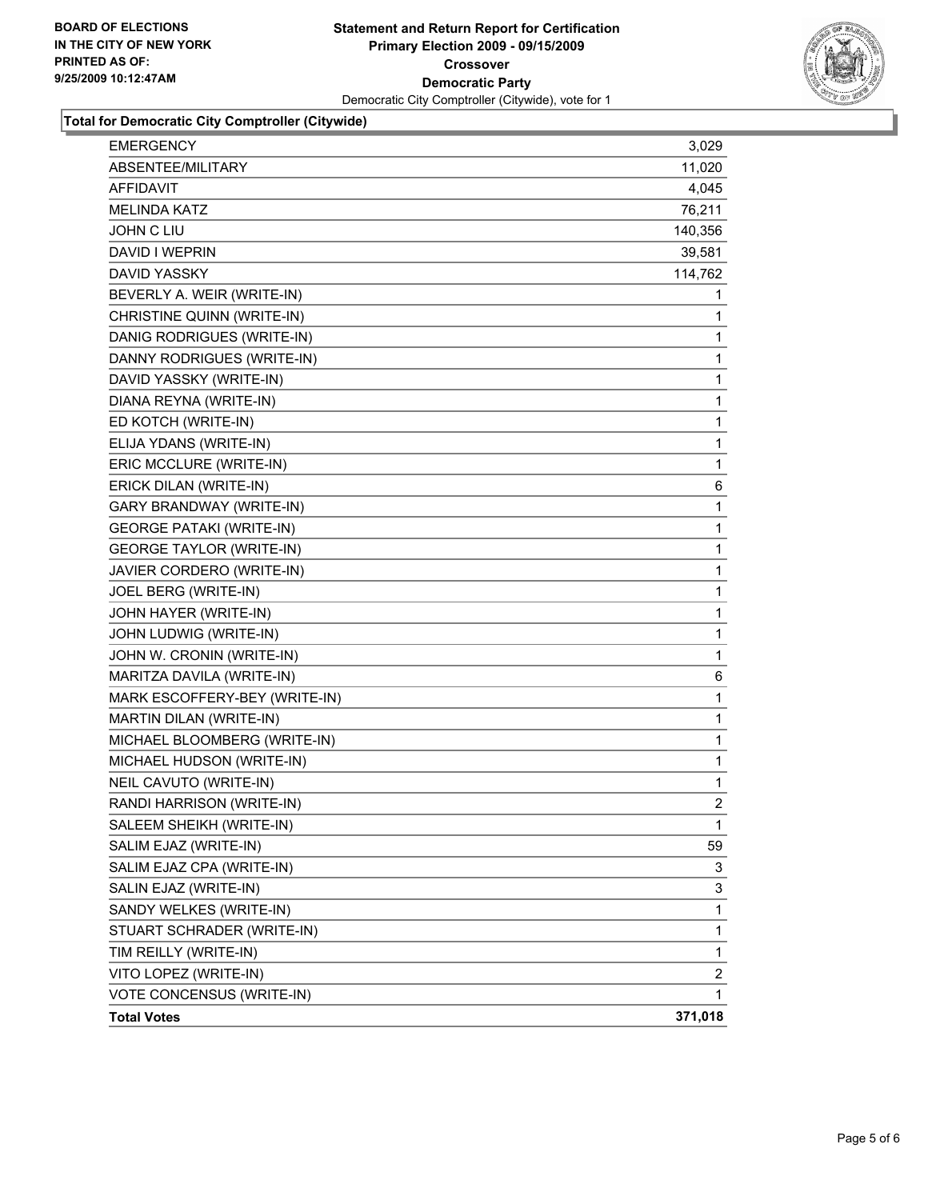**BOARD OF ELECTIONS IN THE CITY OF NEW YORK PRINTED AS OF: 9/25/2009 10:12:47AM**

**Statement and Return Report for Certification**
**Primary Election 2009 - 09/15/2009**
**Crossover**
**Democratic Party**
Democratic City Comptroller (Citywide), vote for 1

## Total for Democratic City Comptroller (Citywide)

| | |
|---|---|
| EMERGENCY | 3,029 |
| ABSENTEE/MILITARY | 11,020 |
| AFFIDAVIT | 4,045 |
| MELINDA KATZ | 76,211 |
| JOHN C LIU | 140,356 |
| DAVID I WEPRIN | 39,581 |
| DAVID YASSKY | 114,762 |
| BEVERLY A. WEIR (WRITE-IN) | 1 |
| CHRISTINE QUINN (WRITE-IN) | 1 |
| DANIG RODRIGUES (WRITE-IN) | 1 |
| DANNY RODRIGUES (WRITE-IN) | 1 |
| DAVID YASSKY (WRITE-IN) | 1 |
| DIANA REYNA (WRITE-IN) | 1 |
| ED KOTCH (WRITE-IN) | 1 |
| ELIJA YDANS (WRITE-IN) | 1 |
| ERIC MCCLURE (WRITE-IN) | 1 |
| ERICK DILAN (WRITE-IN) | 6 |
| GARY BRANDWAY (WRITE-IN) | 1 |
| GEORGE PATAKI (WRITE-IN) | 1 |
| GEORGE TAYLOR (WRITE-IN) | 1 |
| JAVIER CORDERO (WRITE-IN) | 1 |
| JOEL BERG (WRITE-IN) | 1 |
| JOHN HAYER (WRITE-IN) | 1 |
| JOHN LUDWIG (WRITE-IN) | 1 |
| JOHN W. CRONIN (WRITE-IN) | 1 |
| MARITZA DAVILA (WRITE-IN) | 6 |
| MARK ESCOFFERY-BEY (WRITE-IN) | 1 |
| MARTIN DILAN (WRITE-IN) | 1 |
| MICHAEL BLOOMBERG (WRITE-IN) | 1 |
| MICHAEL HUDSON (WRITE-IN) | 1 |
| NEIL CAVUTO (WRITE-IN) | 1 |
| RANDI HARRISON (WRITE-IN) | 2 |
| SALEEM SHEIKH (WRITE-IN) | 1 |
| SALIM EJAZ (WRITE-IN) | 59 |
| SALIM EJAZ CPA (WRITE-IN) | 3 |
| SALIN EJAZ (WRITE-IN) | 3 |
| SANDY WELKES (WRITE-IN) | 1 |
| STUART SCHRADER (WRITE-IN) | 1 |
| TIM REILLY (WRITE-IN) | 1 |
| VITO LOPEZ (WRITE-IN) | 2 |
| VOTE CONCENSUS (WRITE-IN) | 1 |
| **Total Votes** | **371,018** |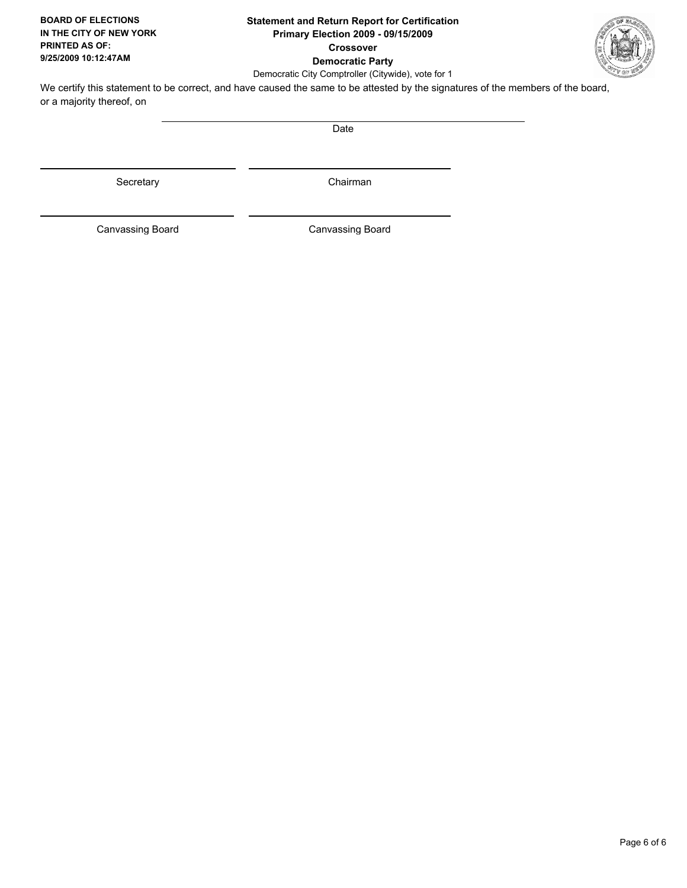**BOARD OF ELECTIONS IN THE CITY OF NEW YORK**
**PRINTED AS OF: 9/25/2009 10:12:47AM**

**Statement and Return Report for Certification**
**Primary Election 2009 - 09/15/2009**
**Crossover**
**Democratic Party**
Democratic City Comptroller (Citywide), vote for 1

We certify this statement to be correct, and have caused the same to be attested by the signatures of the members of the board, or a majority thereof, on

______________________________
Date

______________________________ ______________________________
Secretary Chairman

______________________________ ______________________________
Canvassing Board Canvassing Board